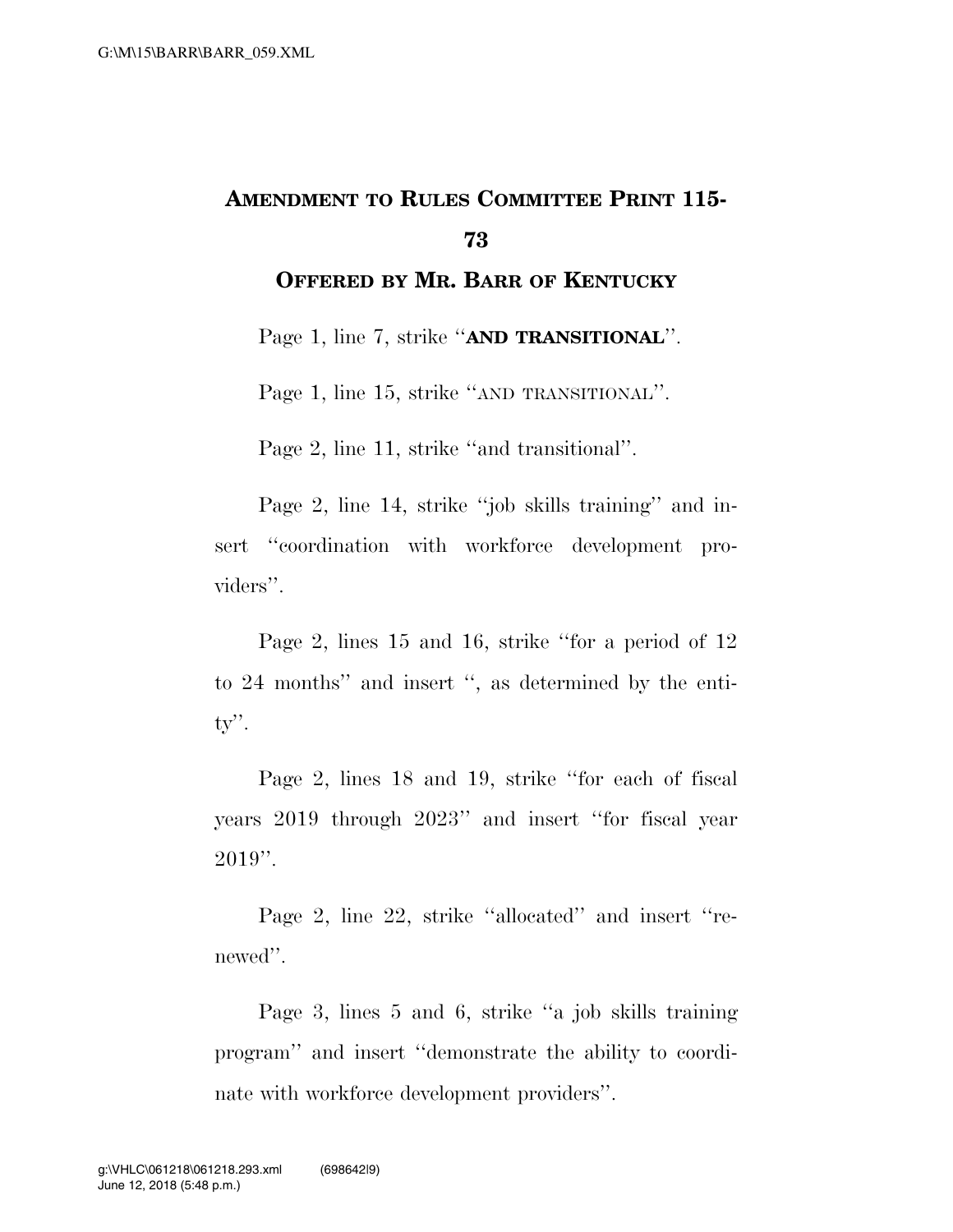# AMENDMENT TO RULES COMMITTEE PRINT 115-73

## OFFERED BY MR. BARR OF KENTUCKY

Page 1, line 7, strike "**AND TRANSITIONAL**".

Page 1, line 15, strike "AND TRANSITIONAL".

Page 2, line 11, strike "and transitional".

Page 2, line 14, strike "job skills training" and insert "coordination with workforce development providers".

Page 2, lines 15 and 16, strike "for a period of 12 to 24 months" and insert ", as determined by the entity".

Page 2, lines 18 and 19, strike "for each of fiscal years 2019 through 2023" and insert "for fiscal year 2019".

Page 2, line 22, strike "allocated" and insert "renewed".

Page 3, lines 5 and 6, strike "a job skills training program" and insert "demonstrate the ability to coordinate with workforce development providers".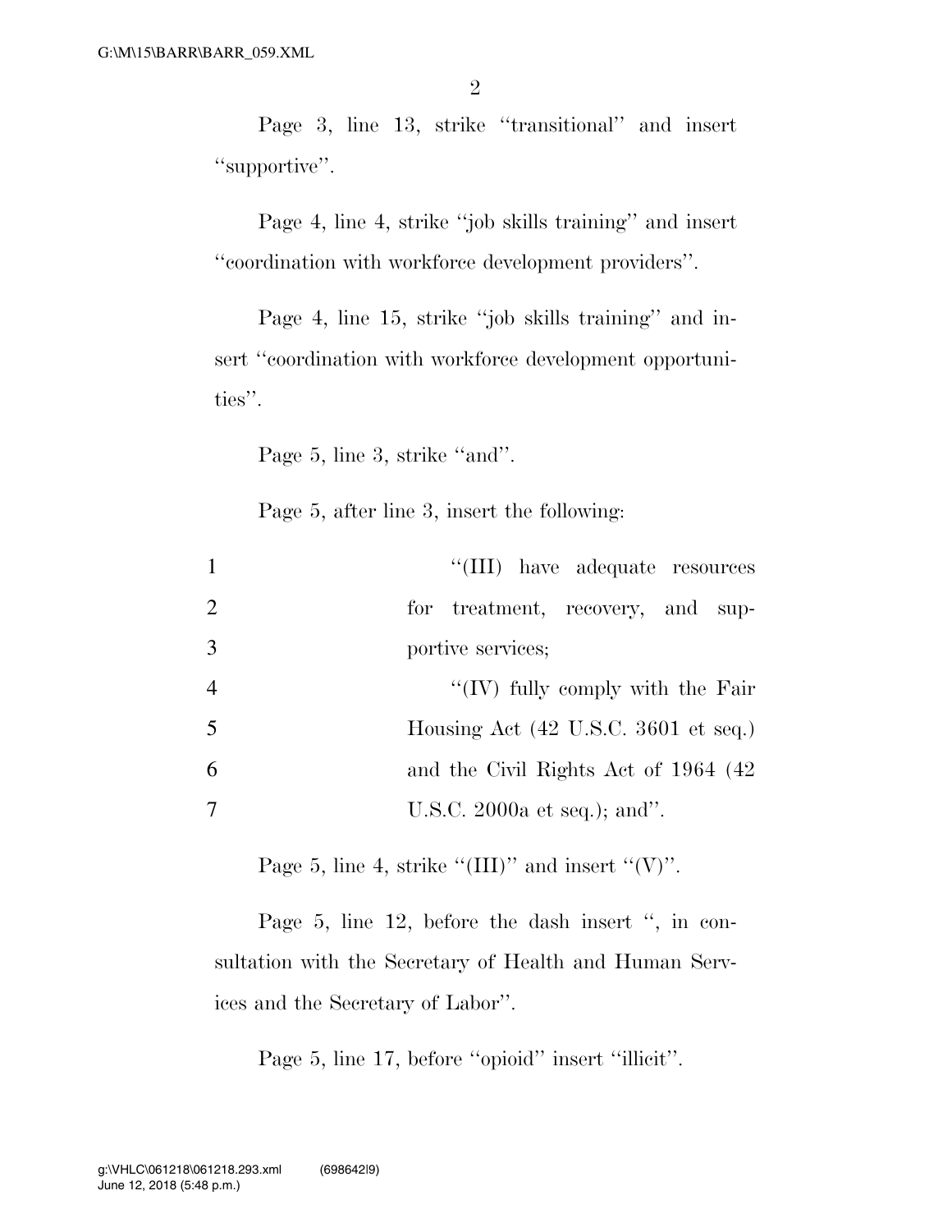Page 3, line 13, strike "transitional" and insert "supportive".

Page 4, line 4, strike "job skills training" and insert "coordination with workforce development providers".

Page 4, line 15, strike "job skills training" and insert "coordination with workforce development opportunities".

Page 5, line 3, strike "and".

Page 5, after line 3, insert the following:

1 "(III) have adequate resources
2 for treatment, recovery, and sup-
3 portive services;
4 "(IV) fully comply with the Fair
5 Housing Act (42 U.S.C. 3601 et seq.)
6 and the Civil Rights Act of 1964 (42
7 U.S.C. 2000a et seq.); and".

Page 5, line 4, strike "(III)" and insert "(V)".

Page 5, line 12, before the dash insert ", in consultation with the Secretary of Health and Human Services and the Secretary of Labor".

Page 5, line 17, before "opioid" insert "illicit".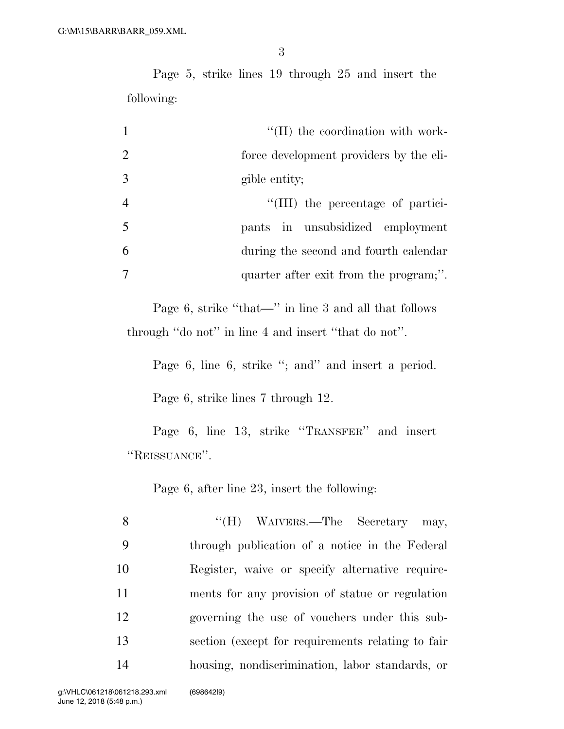Page 5, strike lines 19 through 25 and insert the following:

1 "(II) the coordination with work-
2 force development providers by the eli-
3 gible entity;
4 "(III) the percentage of partici-
5 pants in unsubsidized employment
6 during the second and fourth calendar
7 quarter after exit from the program;".

Page 6, strike "that—" in line 3 and all that follows through "do not" in line 4 and insert "that do not".

Page 6, line 6, strike "; and" and insert a period.

Page 6, strike lines 7 through 12.

Page 6, line 13, strike "TRANSFER" and insert "REISSUANCE".

Page 6, after line 23, insert the following:

8 "(H) WAIVERS.—The Secretary may,
9 through publication of a notice in the Federal
10 Register, waive or specify alternative require-
11 ments for any provision of statue or regulation
12 governing the use of vouchers under this sub-
13 section (except for requirements relating to fair
14 housing, nondiscrimination, labor standards, or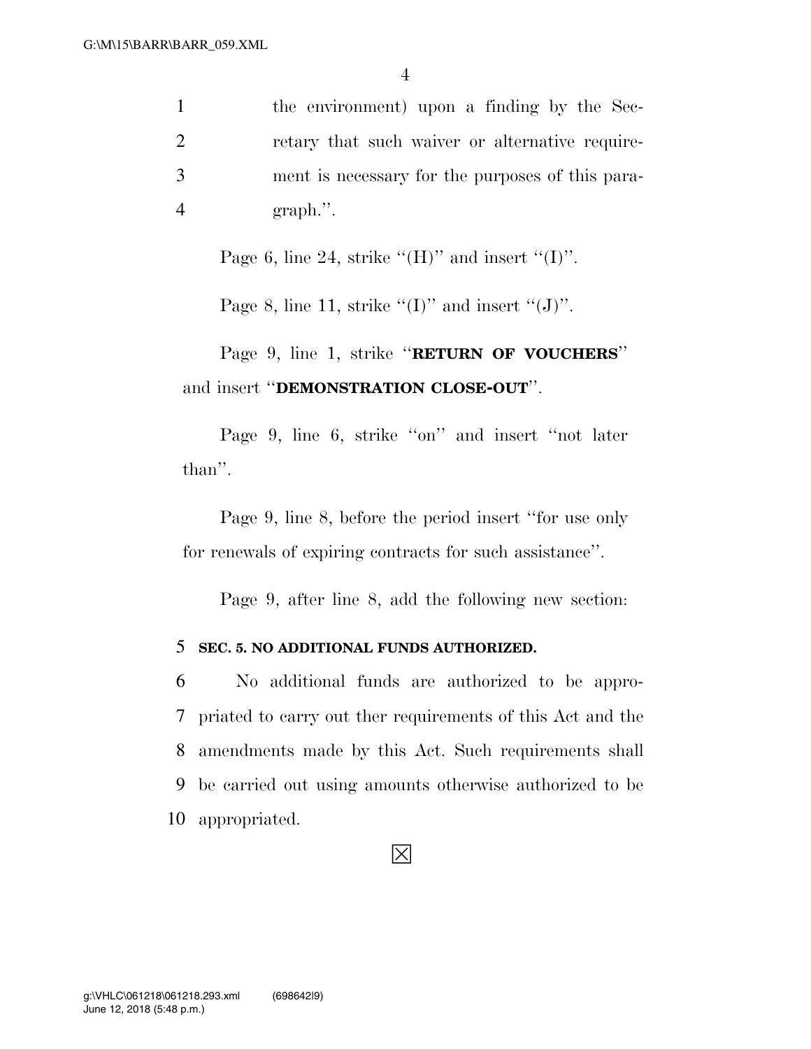the environment) upon a finding by the Secretary that such waiver or alternative requirement is necessary for the purposes of this paragraph.''.

Page 6, line 24, strike ''(H)'' and insert ''(I)''.

Page 8, line 11, strike ''(I)'' and insert ''(J)''.

Page 9, line 1, strike ''**RETURN OF VOUCHERS**'' and insert ''**DEMONSTRATION CLOSE-OUT**''.

Page 9, line 6, strike ''on'' and insert ''not later than''.

Page 9, line 8, before the period insert ''for use only for renewals of expiring contracts for such assistance''.

Page 9, after line 8, add the following new section:

**SEC. 5. NO ADDITIONAL FUNDS AUTHORIZED.**

No additional funds are authorized to be appropriated to carry out ther requirements of this Act and the amendments made by this Act. Such requirements shall be carried out using amounts otherwise authorized to be appropriated.